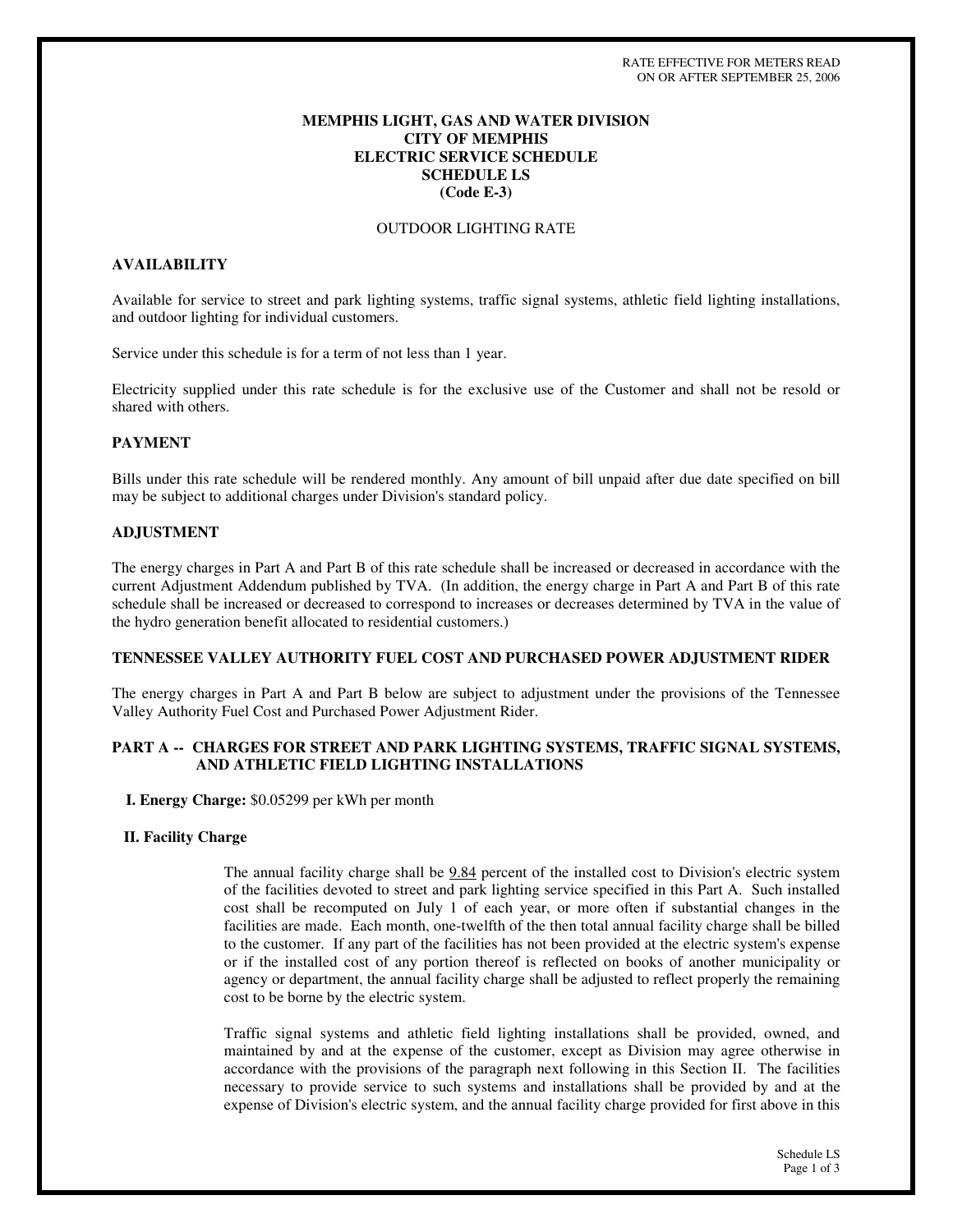RATE EFFECTIVE FOR METERS READ ON OR AFTER SEPTEMBER 25, 2006

**MEMPHIS LIGHT, GAS AND WATER DIVISION**
**CITY OF MEMPHIS**
**ELECTRIC SERVICE SCHEDULE**
**SCHEDULE LS**
**(Code E-3)**

OUTDOOR LIGHTING RATE

## AVAILABILITY

Available for service to street and park lighting systems, traffic signal systems, athletic field lighting installations, and outdoor lighting for individual customers.

Service under this schedule is for a term of not less than 1 year.

Electricity supplied under this rate schedule is for the exclusive use of the Customer and shall not be resold or shared with others.

## PAYMENT

Bills under this rate schedule will be rendered monthly. Any amount of bill unpaid after due date specified on bill may be subject to additional charges under Division's standard policy.

## ADJUSTMENT

The energy charges in Part A and Part B of this rate schedule shall be increased or decreased in accordance with the current Adjustment Addendum published by TVA. (In addition, the energy charge in Part A and Part B of this rate schedule shall be increased or decreased to correspond to increases or decreases determined by TVA in the value of the hydro generation benefit allocated to residential customers.)

## TENNESSEE VALLEY AUTHORITY FUEL COST AND PURCHASED POWER ADJUSTMENT RIDER

The energy charges in Part A and Part B below are subject to adjustment under the provisions of the Tennessee Valley Authority Fuel Cost and Purchased Power Adjustment Rider.

## PART A -- CHARGES FOR STREET AND PARK LIGHTING SYSTEMS, TRAFFIC SIGNAL SYSTEMS, AND ATHLETIC FIELD LIGHTING INSTALLATIONS

**I. Energy Charge:** $0.05299 per kWh per month

**II. Facility Charge**

The annual facility charge shall be 9.84 percent of the installed cost to Division's electric system of the facilities devoted to street and park lighting service specified in this Part A. Such installed cost shall be recomputed on July 1 of each year, or more often if substantial changes in the facilities are made. Each month, one-twelfth of the then total annual facility charge shall be billed to the customer. If any part of the facilities has not been provided at the electric system's expense or if the installed cost of any portion thereof is reflected on books of another municipality or agency or department, the annual facility charge shall be adjusted to reflect properly the remaining cost to be borne by the electric system.

Traffic signal systems and athletic field lighting installations shall be provided, owned, and maintained by and at the expense of the customer, except as Division may agree otherwise in accordance with the provisions of the paragraph next following in this Section II. The facilities necessary to provide service to such systems and installations shall be provided by and at the expense of Division's electric system, and the annual facility charge provided for first above in this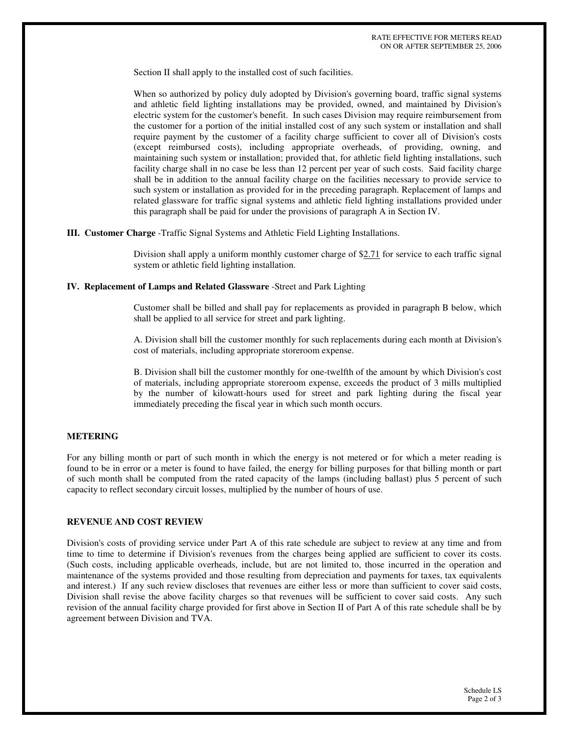Section II shall apply to the installed cost of such facilities.

When so authorized by policy duly adopted by Division's governing board, traffic signal systems and athletic field lighting installations may be provided, owned, and maintained by Division's electric system for the customer's benefit. In such cases Division may require reimbursement from the customer for a portion of the initial installed cost of any such system or installation and shall require payment by the customer of a facility charge sufficient to cover all of Division's costs (except reimbursed costs), including appropriate overheads, of providing, owning, and maintaining such system or installation; provided that, for athletic field lighting installations, such facility charge shall in no case be less than 12 percent per year of such costs. Said facility charge shall be in addition to the annual facility charge on the facilities necessary to provide service to such system or installation as provided for in the preceding paragraph. Replacement of lamps and related glassware for traffic signal systems and athletic field lighting installations provided under this paragraph shall be paid for under the provisions of paragraph A in Section IV.

**III. Customer Charge** -Traffic Signal Systems and Athletic Field Lighting Installations.

Division shall apply a uniform monthly customer charge of $2.71 for service to each traffic signal system or athletic field lighting installation.

**IV. Replacement of Lamps and Related Glassware** -Street and Park Lighting

Customer shall be billed and shall pay for replacements as provided in paragraph B below, which shall be applied to all service for street and park lighting.

A. Division shall bill the customer monthly for such replacements during each month at Division's cost of materials, including appropriate storeroom expense.

B. Division shall bill the customer monthly for one-twelfth of the amount by which Division's cost of materials, including appropriate storeroom expense, exceeds the product of 3 mills multiplied by the number of kilowatt-hours used for street and park lighting during the fiscal year immediately preceding the fiscal year in which such month occurs.

**METERING**

For any billing month or part of such month in which the energy is not metered or for which a meter reading is found to be in error or a meter is found to have failed, the energy for billing purposes for that billing month or part of such month shall be computed from the rated capacity of the lamps (including ballast) plus 5 percent of such capacity to reflect secondary circuit losses, multiplied by the number of hours of use.

**REVENUE AND COST REVIEW**

Division's costs of providing service under Part A of this rate schedule are subject to review at any time and from time to time to determine if Division's revenues from the charges being applied are sufficient to cover its costs. (Such costs, including applicable overheads, include, but are not limited to, those incurred in the operation and maintenance of the systems provided and those resulting from depreciation and payments for taxes, tax equivalents and interest.) If any such review discloses that revenues are either less or more than sufficient to cover said costs, Division shall revise the above facility charges so that revenues will be sufficient to cover said costs. Any such revision of the annual facility charge provided for first above in Section II of Part A of this rate schedule shall be by agreement between Division and TVA.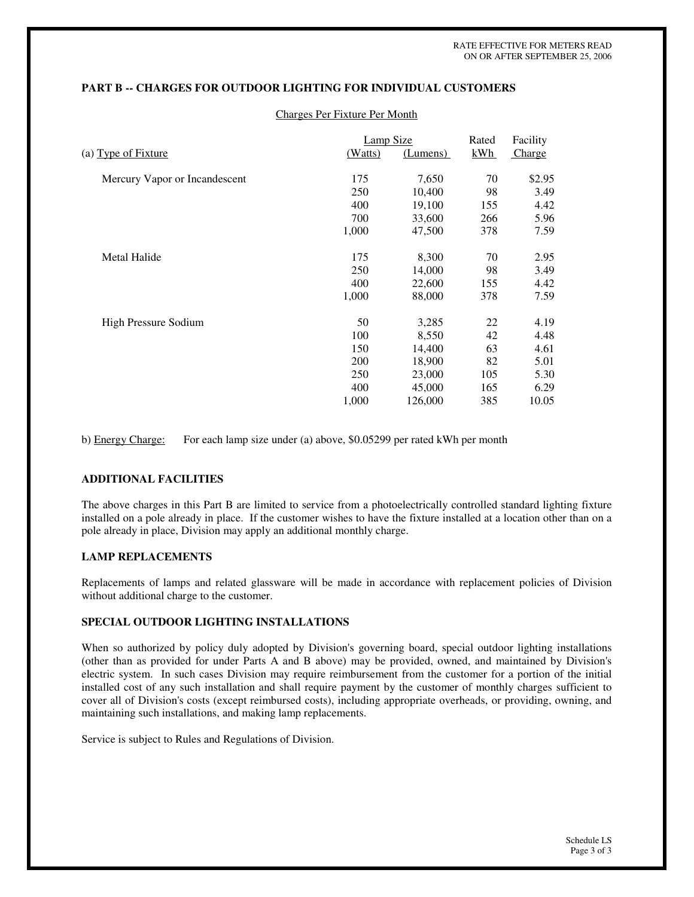RATE EFFECTIVE FOR METERS READ
ON OR AFTER SEPTEMBER 25, 2006

## PART B -- CHARGES FOR OUTDOOR LIGHTING FOR INDIVIDUAL CUSTOMERS

Charges Per Fixture Per Month

| (a) Type of Fixture | Lamp Size (Watts) | Lamp Size (Lumens) | Rated kWh | Facility Charge |
|---|---|---|---|---|
| Mercury Vapor or Incandescent | 175 | 7,650 | 70 | $2.95 |
| | 250 | 10,400 | 98 | 3.49 |
| | 400 | 19,100 | 155 | 4.42 |
| | 700 | 33,600 | 266 | 5.96 |
| | 1,000 | 47,500 | 378 | 7.59 |
| Metal Halide | 175 | 8,300 | 70 | 2.95 |
| | 250 | 14,000 | 98 | 3.49 |
| | 400 | 22,600 | 155 | 4.42 |
| | 1,000 | 88,000 | 378 | 7.59 |
| High Pressure Sodium | 50 | 3,285 | 22 | 4.19 |
| | 100 | 8,550 | 42 | 4.48 |
| | 150 | 14,400 | 63 | 4.61 |
| | 200 | 18,900 | 82 | 5.01 |
| | 250 | 23,000 | 105 | 5.30 |
| | 400 | 45,000 | 165 | 6.29 |
| | 1,000 | 126,000 | 385 | 10.05 |

b) Energy Charge: For each lamp size under (a) above, $0.05299 per rated kWh per month

### ADDITIONAL FACILITIES

The above charges in this Part B are limited to service from a photoelectrically controlled standard lighting fixture installed on a pole already in place. If the customer wishes to have the fixture installed at a location other than on a pole already in place, Division may apply an additional monthly charge.

### LAMP REPLACEMENTS

Replacements of lamps and related glassware will be made in accordance with replacement policies of Division without additional charge to the customer.

### SPECIAL OUTDOOR LIGHTING INSTALLATIONS

When so authorized by policy duly adopted by Division's governing board, special outdoor lighting installations (other than as provided for under Parts A and B above) may be provided, owned, and maintained by Division's electric system. In such cases Division may require reimbursement from the customer for a portion of the initial installed cost of any such installation and shall require payment by the customer of monthly charges sufficient to cover all of Division's costs (except reimbursed costs), including appropriate overheads, or providing, owning, and maintaining such installations, and making lamp replacements.

Service is subject to Rules and Regulations of Division.

Schedule LS